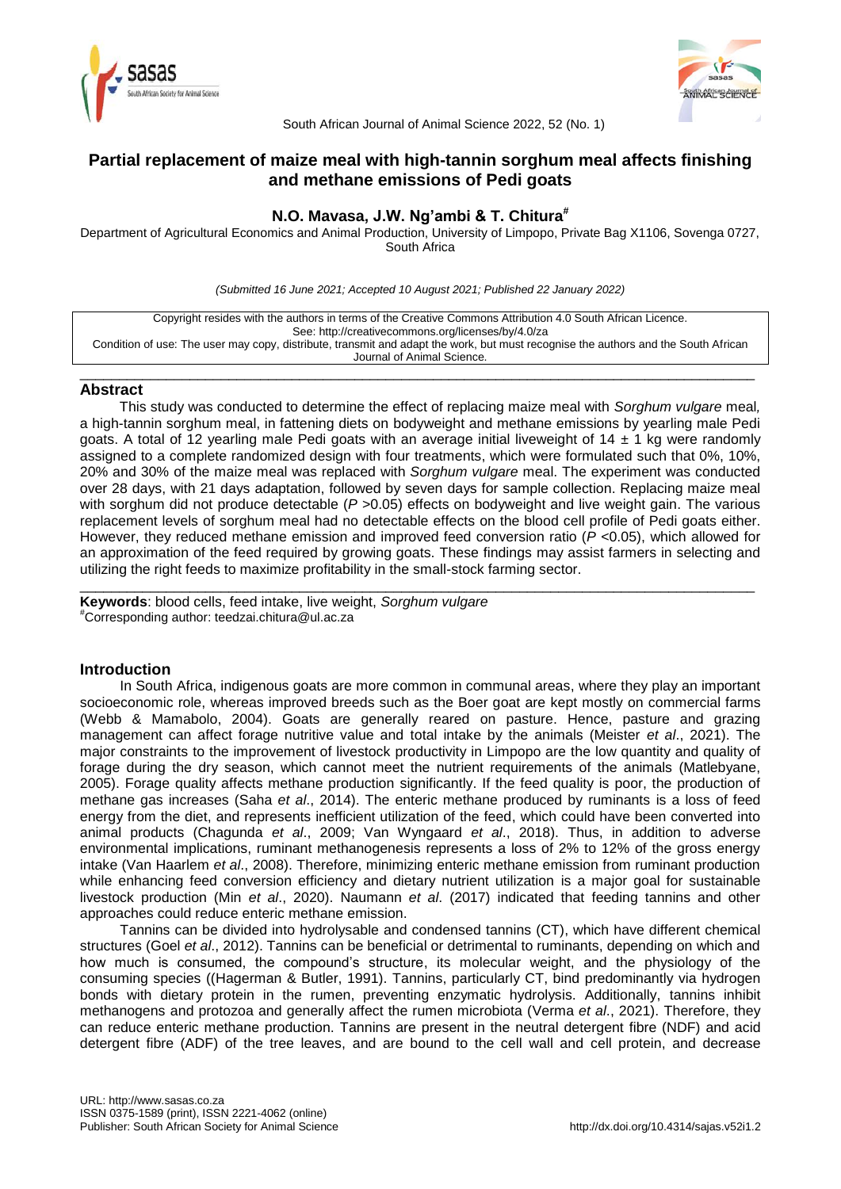# Partial replacement of maize meal with high-tannin sorghum meal affects finishing and methane emissions of Pedi goats

**N.O. Mavasa, J.W. Ng'ambi & T. Chitura[#]**

Department of Agricultural Economics and Animal Production, University of Limpopo, Private Bag X1106, Sovenga 0727, South Africa

*(Submitted 16 June 2021; Accepted 10 August 2021; Published 22 January 2022)*

Copyright resides with the authors in terms of the Creative Commons Attribution 4.0 South African Licence.
See: http://creativecommons.org/licenses/by/4.0/za
Condition of use: The user may copy, distribute, transmit and adapt the work, but must recognise the authors and the South African Journal of Animal Science.

## Abstract

This study was conducted to determine the effect of replacing maize meal with *Sorghum vulgare* meal, a high-tannin sorghum meal, in fattening diets on bodyweight and methane emissions by yearling male Pedi goats. A total of 12 yearling male Pedi goats with an average initial liveweight of 14 ± 1 kg were randomly assigned to a complete randomized design with four treatments, which were formulated such that 0%, 10%, 20% and 30% of the maize meal was replaced with *Sorghum vulgare* meal. The experiment was conducted over 28 days, with 21 days adaptation, followed by seven days for sample collection. Replacing maize meal with sorghum did not produce detectable ($P$ >0.05) effects on bodyweight and live weight gain. The various replacement levels of sorghum meal had no detectable effects on the blood cell profile of Pedi goats either. However, they reduced methane emission and improved feed conversion ratio ($P$ <0.05), which allowed for an approximation of the feed required by growing goats. These findings may assist farmers in selecting and utilizing the right feeds to maximize profitability in the small-stock farming sector.

**Keywords**: blood cells, feed intake, live weight, *Sorghum vulgare*

[#]Corresponding author: teedzai.chitura@ul.ac.za

## Introduction

In South Africa, indigenous goats are more common in communal areas, where they play an important socioeconomic role, whereas improved breeds such as the Boer goat are kept mostly on commercial farms (Webb & Mamabolo, 2004). Goats are generally reared on pasture. Hence, pasture and grazing management can affect forage nutritive value and total intake by the animals (Meister *et al*., 2021). The major constraints to the improvement of livestock productivity in Limpopo are the low quantity and quality of forage during the dry season, which cannot meet the nutrient requirements of the animals (Matlebyane, 2005). Forage quality affects methane production significantly. If the feed quality is poor, the production of methane gas increases (Saha *et al*., 2014). The enteric methane produced by ruminants is a loss of feed energy from the diet, and represents inefficient utilization of the feed, which could have been converted into animal products (Chagunda *et al*., 2009; Van Wyngaard *et al*., 2018). Thus, in addition to adverse environmental implications, ruminant methanogenesis represents a loss of 2% to 12% of the gross energy intake (Van Haarlem *et al*., 2008). Therefore, minimizing enteric methane emission from ruminant production while enhancing feed conversion efficiency and dietary nutrient utilization is a major goal for sustainable livestock production (Min *et al*., 2020). Naumann *et al*. (2017) indicated that feeding tannins and other approaches could reduce enteric methane emission.

Tannins can be divided into hydrolysable and condensed tannins (CT), which have different chemical structures (Goel *et al*., 2012). Tannins can be beneficial or detrimental to ruminants, depending on which and how much is consumed, the compound's structure, its molecular weight, and the physiology of the consuming species ((Hagerman & Butler, 1991). Tannins, particularly CT, bind predominantly via hydrogen bonds with dietary protein in the rumen, preventing enzymatic hydrolysis. Additionally, tannins inhibit methanogens and protozoa and generally affect the rumen microbiota (Verma *et al*., 2021). Therefore, they can reduce enteric methane production. Tannins are present in the neutral detergent fibre (NDF) and acid detergent fibre (ADF) of the tree leaves, and are bound to the cell wall and cell protein, and decrease

URL: http://www.sasas.co.za
ISSN 0375-1589 (print), ISSN 2221-4062 (online)
Publisher: South African Society for Animal Science
http://dx.doi.org/10.4314/sajas.v52i1.2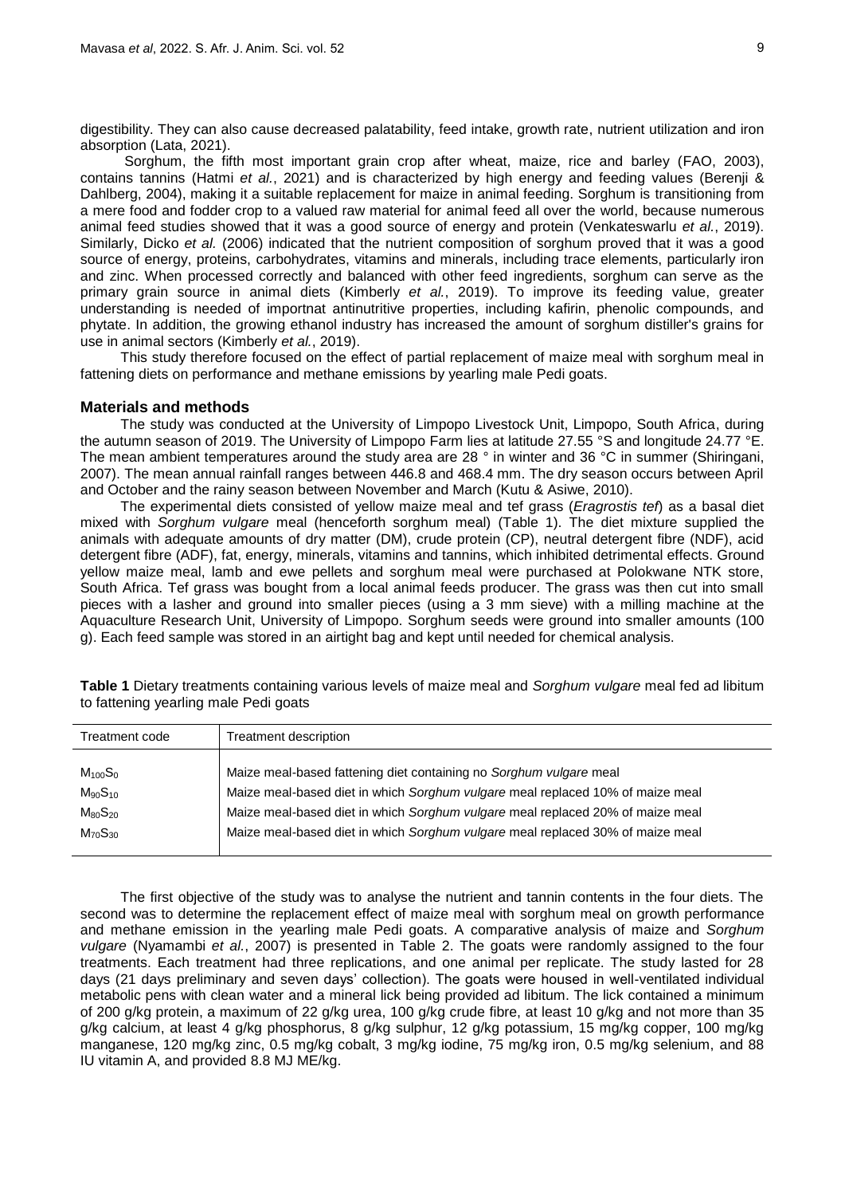digestibility. They can also cause decreased palatability, feed intake, growth rate, nutrient utilization and iron absorption (Lata, 2021).

Sorghum, the fifth most important grain crop after wheat, maize, rice and barley (FAO, 2003), contains tannins (Hatmi *et al.*, 2021) and is characterized by high energy and feeding values (Berenji & Dahlberg, 2004), making it a suitable replacement for maize in animal feeding. Sorghum is transitioning from a mere food and fodder crop to a valued raw material for animal feed all over the world, because numerous animal feed studies showed that it was a good source of energy and protein (Venkateswarlu *et al.*, 2019). Similarly, Dicko *et al.* (2006) indicated that the nutrient composition of sorghum proved that it was a good source of energy, proteins, carbohydrates, vitamins and minerals, including trace elements, particularly iron and zinc. When processed correctly and balanced with other feed ingredients, sorghum can serve as the primary grain source in animal diets (Kimberly *et al.*, 2019). To improve its feeding value, greater understanding is needed of importnat antinutritive properties, including kafirin, phenolic compounds, and phytate. In addition, the growing ethanol industry has increased the amount of sorghum distiller's grains for use in animal sectors (Kimberly *et al.*, 2019).

This study therefore focused on the effect of partial replacement of maize meal with sorghum meal in fattening diets on performance and methane emissions by yearling male Pedi goats.

## Materials and methods

The study was conducted at the University of Limpopo Livestock Unit, Limpopo, South Africa, during the autumn season of 2019. The University of Limpopo Farm lies at latitude 27.55 °S and longitude 24.77 °E. The mean ambient temperatures around the study area are 28 ° in winter and 36 °C in summer (Shiringani, 2007). The mean annual rainfall ranges between 446.8 and 468.4 mm. The dry season occurs between April and October and the rainy season between November and March (Kutu & Asiwe, 2010).

The experimental diets consisted of yellow maize meal and tef grass (*Eragrostis tef*) as a basal diet mixed with *Sorghum vulgare* meal (henceforth sorghum meal) (Table 1). The diet mixture supplied the animals with adequate amounts of dry matter (DM), crude protein (CP), neutral detergent fibre (NDF), acid detergent fibre (ADF), fat, energy, minerals, vitamins and tannins, which inhibited detrimental effects. Ground yellow maize meal, lamb and ewe pellets and sorghum meal were purchased at Polokwane NTK store, South Africa. Tef grass was bought from a local animal feeds producer. The grass was then cut into small pieces with a lasher and ground into smaller pieces (using a 3 mm sieve) with a milling machine at the Aquaculture Research Unit, University of Limpopo. Sorghum seeds were ground into smaller amounts (100 g). Each feed sample was stored in an airtight bag and kept until needed for chemical analysis.

**Table 1** Dietary treatments containing various levels of maize meal and *Sorghum vulgare* meal fed ad libitum to fattening yearling male Pedi goats

| Treatment code | Treatment description |
|---|---|
| $M_{100}S_0$ | Maize meal-based fattening diet containing no *Sorghum vulgare* meal |
| $M_{90}S_{10}$ | Maize meal-based diet in which *Sorghum vulgare* meal replaced 10% of maize meal |
| $M_{80}S_{20}$ | Maize meal-based diet in which *Sorghum vulgare* meal replaced 20% of maize meal |
| $M_{70}S_{30}$ | Maize meal-based diet in which *Sorghum vulgare* meal replaced 30% of maize meal |

The first objective of the study was to analyse the nutrient and tannin contents in the four diets. The second was to determine the replacement effect of maize meal with sorghum meal on growth performance and methane emission in the yearling male Pedi goats. A comparative analysis of maize and *Sorghum vulgare* (Nyamambi *et al.*, 2007) is presented in Table 2. The goats were randomly assigned to the four treatments. Each treatment had three replications, and one animal per replicate. The study lasted for 28 days (21 days preliminary and seven days' collection). The goats were housed in well-ventilated individual metabolic pens with clean water and a mineral lick being provided ad libitum. The lick contained a minimum of 200 g/kg protein, a maximum of 22 g/kg urea, 100 g/kg crude fibre, at least 10 g/kg and not more than 35 g/kg calcium, at least 4 g/kg phosphorus, 8 g/kg sulphur, 12 g/kg potassium, 15 mg/kg copper, 100 mg/kg manganese, 120 mg/kg zinc, 0.5 mg/kg cobalt, 3 mg/kg iodine, 75 mg/kg iron, 0.5 mg/kg selenium, and 88 IU vitamin A, and provided 8.8 MJ ME/kg.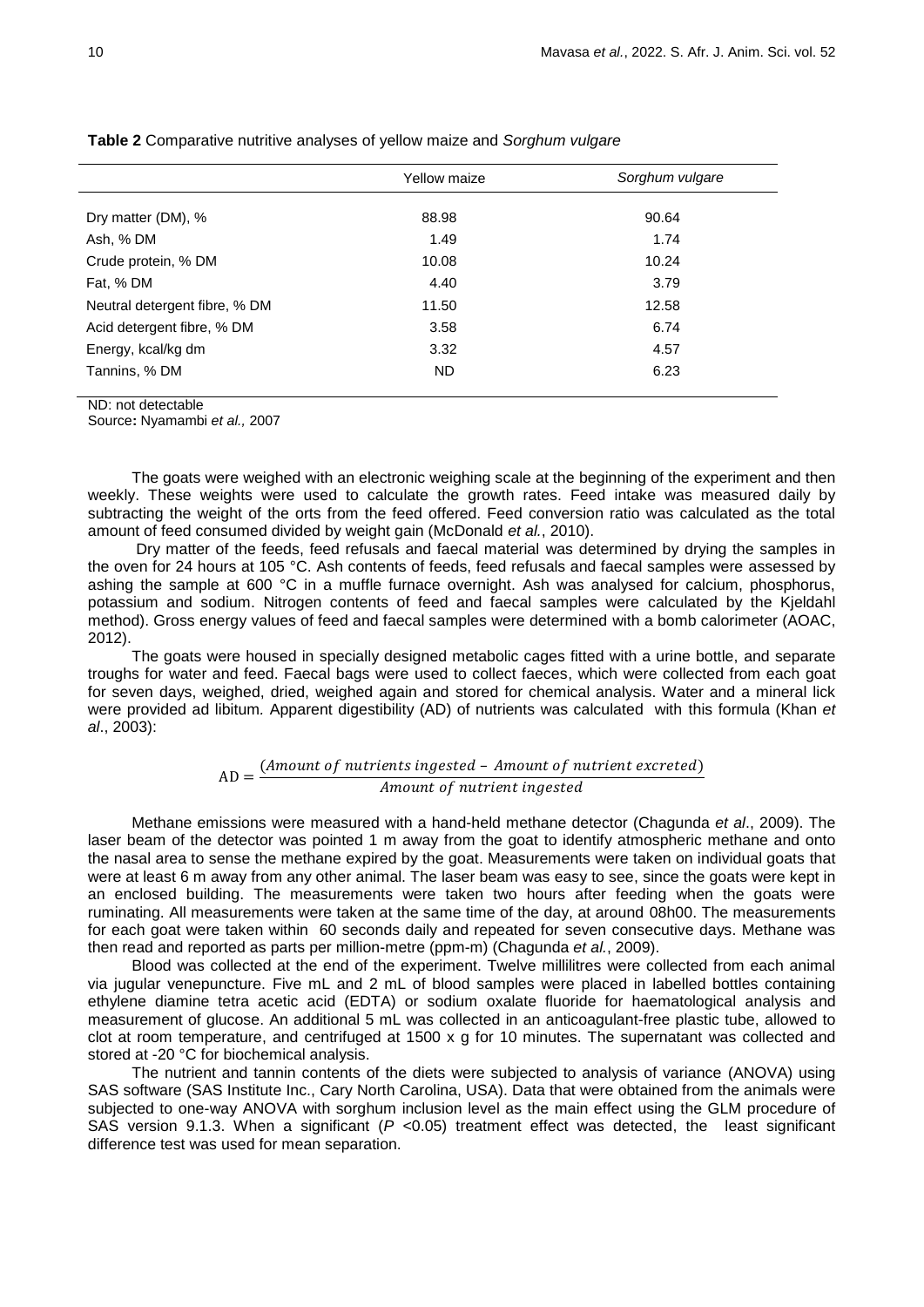**Table 2** Comparative nutritive analyses of yellow maize and *Sorghum vulgare*

| | Yellow maize | *Sorghum vulgare* |
|---|---|---|
| Dry matter (DM), % | 88.98 | 90.64 |
| Ash, % DM | 1.49 | 1.74 |
| Crude protein, % DM | 10.08 | 10.24 |
| Fat, % DM | 4.40 | 3.79 |
| Neutral detergent fibre, % DM | 11.50 | 12.58 |
| Acid detergent fibre, % DM | 3.58 | 6.74 |
| Energy, kcal/kg dm | 3.32 | 4.57 |
| Tannins, % DM | ND | 6.23 |

ND: not detectable
Source**:** Nyamambi *et al.,* 2007

The goats were weighed with an electronic weighing scale at the beginning of the experiment and then weekly. These weights were used to calculate the growth rates. Feed intake was measured daily by subtracting the weight of the orts from the feed offered. Feed conversion ratio was calculated as the total amount of feed consumed divided by weight gain (McDonald *et al.*, 2010).

Dry matter of the feeds, feed refusals and faecal material was determined by drying the samples in the oven for 24 hours at 105 °C. Ash contents of feeds, feed refusals and faecal samples were assessed by ashing the sample at 600 °C in a muffle furnace overnight. Ash was analysed for calcium, phosphorus, potassium and sodium. Nitrogen contents of feed and faecal samples were calculated by the Kjeldahl method). Gross energy values of feed and faecal samples were determined with a bomb calorimeter (AOAC, 2012).

The goats were housed in specially designed metabolic cages fitted with a urine bottle, and separate troughs for water and feed. Faecal bags were used to collect faeces, which were collected from each goat for seven days, weighed, dried, weighed again and stored for chemical analysis. Water and a mineral lick were provided ad libitum. Apparent digestibility (AD) of nutrients was calculated with this formula (Khan *et al*., 2003):

$$\mathrm{AD} = \frac{(Amount\ of\ nutrients\ ingested - Amount\ of\ nutrient\ excreted)}{Amount\ of\ nutrient\ ingested}$$

Methane emissions were measured with a hand-held methane detector (Chagunda *et al*., 2009). The laser beam of the detector was pointed 1 m away from the goat to identify atmospheric methane and onto the nasal area to sense the methane expired by the goat. Measurements were taken on individual goats that were at least 6 m away from any other animal. The laser beam was easy to see, since the goats were kept in an enclosed building. The measurements were taken two hours after feeding when the goats were ruminating. All measurements were taken at the same time of the day, at around 08h00. The measurements for each goat were taken within 60 seconds daily and repeated for seven consecutive days. Methane was then read and reported as parts per million-metre (ppm-m) (Chagunda *et al.*, 2009).

Blood was collected at the end of the experiment. Twelve millilitres were collected from each animal via jugular venepuncture. Five mL and 2 mL of blood samples were placed in labelled bottles containing ethylene diamine tetra acetic acid (EDTA) or sodium oxalate fluoride for haematological analysis and measurement of glucose. An additional 5 mL was collected in an anticoagulant-free plastic tube, allowed to clot at room temperature, and centrifuged at 1500 x g for 10 minutes. The supernatant was collected and stored at -20 °C for biochemical analysis.

The nutrient and tannin contents of the diets were subjected to analysis of variance (ANOVA) using SAS software (SAS Institute Inc., Cary North Carolina, USA). Data that were obtained from the animals were subjected to one-way ANOVA with sorghum inclusion level as the main effect using the GLM procedure of SAS version 9.1.3. When a significant ($P$ <0.05) treatment effect was detected, the least significant difference test was used for mean separation.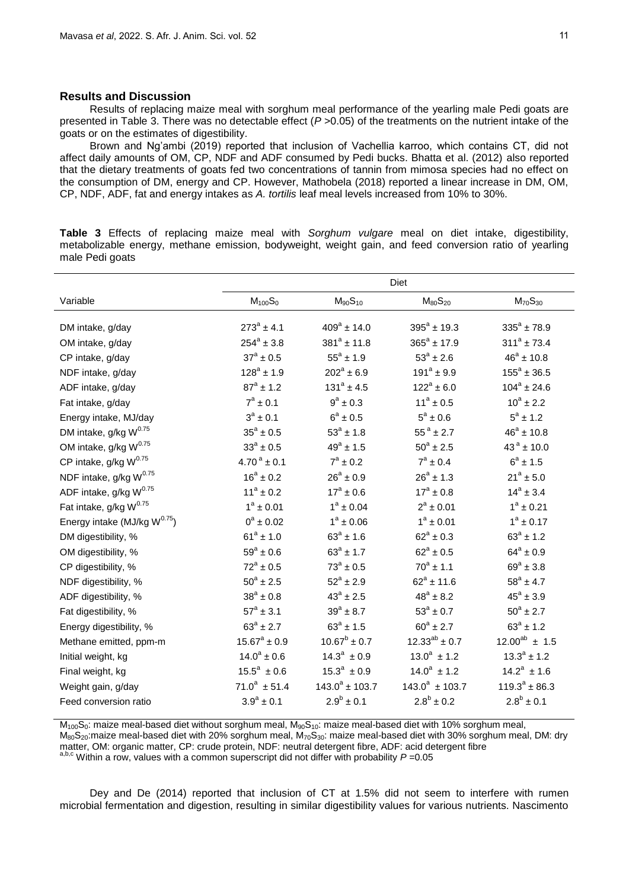## Results and Discussion

Results of replacing maize meal with sorghum meal performance of the yearling male Pedi goats are presented in Table 3. There was no detectable effect ($P$ >0.05) of the treatments on the nutrient intake of the goats or on the estimates of digestibility.

Brown and Ng'ambi (2019) reported that inclusion of Vachellia karroo, which contains CT, did not affect daily amounts of OM, CP, NDF and ADF consumed by Pedi bucks. Bhatta et al. (2012) also reported that the dietary treatments of goats fed two concentrations of tannin from mimosa species had no effect on the consumption of DM, energy and CP. However, Mathobela (2018) reported a linear increase in DM, OM, CP, NDF, ADF, fat and energy intakes as *A. tortilis* leaf meal levels increased from 10% to 30%.

**Table 3** Effects of replacing maize meal with *Sorghum vulgare* meal on diet intake, digestibility, metabolizable energy, methane emission, bodyweight, weight gain, and feed conversion ratio of yearling male Pedi goats

| | Diet | | | |
|---|---|---|---|---|
| Variable | $M_{100}S_0$ | $M_{90}S_{10}$ | $M_{80}S_{20}$ | $M_{70}S_{30}$ |
| DM intake, g/day | $273^a \pm 4.1$ | $409^a \pm 14.0$ | $395^a \pm 19.3$ | $335^a \pm 78.9$ |
| OM intake, g/day | $254^a \pm 3.8$ | $381^a \pm 11.8$ | $365^a \pm 17.9$ | $311^a \pm 73.4$ |
| CP intake, g/day | $37^a \pm 0.5$ | $55^a \pm 1.9$ | $53^a \pm 2.6$ | $46^a \pm 10.8$ |
| NDF intake, g/day | $128^a \pm 1.9$ | $202^a \pm 6.9$ | $191^a \pm 9.9$ | $155^a \pm 36.5$ |
| ADF intake, g/day | $87^a \pm 1.2$ | $131^a \pm 4.5$ | $122^a \pm 6.0$ | $104^a \pm 24.6$ |
| Fat intake, g/day | $7^a \pm 0.1$ | $9^a \pm 0.3$ | $11^a \pm 0.5$ | $10^a \pm 2.2$ |
| Energy intake, MJ/day | $3^a \pm 0.1$ | $6^a \pm 0.5$ | $5^a \pm 0.6$ | $5^a \pm 1.2$ |
| DM intake, g/kg $W^{0.75}$ | $35^a \pm 0.5$ | $53^a \pm 1.8$ | $55^a \pm 2.7$ | $46^a \pm 10.8$ |
| OM intake, g/kg $W^{0.75}$ | $33^a \pm 0.5$ | $49^a \pm 1.5$ | $50^a \pm 2.5$ | $43^a \pm 10.0$ |
| CP intake, g/kg $W^{0.75}$ | $4.70^a \pm 0.1$ | $7^a \pm 0.2$ | $7^a \pm 0.4$ | $6^a \pm 1.5$ |
| NDF intake, g/kg $W^{0.75}$ | $16^a \pm 0.2$ | $26^a \pm 0.9$ | $26^a \pm 1.3$ | $21^a \pm 5.0$ |
| ADF intake, g/kg $W^{0.75}$ | $11^a \pm 0.2$ | $17^a \pm 0.6$ | $17^a \pm 0.8$ | $14^a \pm 3.4$ |
| Fat intake, g/kg $W^{0.75}$ | $1^a \pm 0.01$ | $1^a \pm 0.04$ | $2^a \pm 0.01$ | $1^a \pm 0.21$ |
| Energy intake (MJ/kg $W^{0.75}$) | $0^a \pm 0.02$ | $1^a \pm 0.06$ | $1^a \pm 0.01$ | $1^a \pm 0.17$ |
| DM digestibility, % | $61^a \pm 1.0$ | $63^a \pm 1.6$ | $62^a \pm 0.3$ | $63^a \pm 1.2$ |
| OM digestibility, % | $59^a \pm 0.6$ | $63^a \pm 1.7$ | $62^a \pm 0.5$ | $64^a \pm 0.9$ |
| CP digestibility, % | $72^a \pm 0.5$ | $73^a \pm 0.5$ | $70^a \pm 1.1$ | $69^a \pm 3.8$ |
| NDF digestibility, % | $50^a \pm 2.5$ | $52^a \pm 2.9$ | $62^a \pm 11.6$ | $58^a \pm 4.7$ |
| ADF digestibility, % | $38^a \pm 0.8$ | $43^a \pm 2.5$ | $48^a \pm 8.2$ | $45^a \pm 3.9$ |
| Fat digestibility, % | $57^a \pm 3.1$ | $39^a \pm 8.7$ | $53^a \pm 0.7$ | $50^a \pm 2.7$ |
| Energy digestibility, % | $63^a \pm 2.7$ | $63^a \pm 1.5$ | $60^a \pm 2.7$ | $63^a \pm 1.2$ |
| Methane emitted, ppm-m | $15.67^a \pm 0.9$ | $10.67^b \pm 0.7$ | $12.33^{ab} \pm 0.7$ | $12.00^{ab} \pm 1.5$ |
| Initial weight, kg | $14.0^a \pm 0.6$ | $14.3^a \pm 0.9$ | $13.0^a \pm 1.2$ | $13.3^a \pm 1.2$ |
| Final weight, kg | $15.5^a \pm 0.6$ | $15.3^a \pm 0.9$ | $14.0^a \pm 1.2$ | $14.2^a \pm 1.6$ |
| Weight gain, g/day | $71.0^a \pm 51.4$ | $143.0^a \pm 103.7$ | $143.0^a \pm 103.7$ | $119.3^a \pm 86.3$ |
| Feed conversion ratio | $3.9^a \pm 0.1$ | $2.9^b \pm 0.1$ | $2.8^b \pm 0.2$ | $2.8^b \pm 0.1$ |

$M_{100}S_0$: maize meal-based diet without sorghum meal, $M_{90}S_{10}$: maize meal-based diet with 10% sorghum meal, $M_{80}S_{20}$: maize meal-based diet with 20% sorghum meal, $M_{70}S_{30}$: maize meal-based diet with 30% sorghum meal, DM: dry matter, OM: organic matter, CP: crude protein, NDF: neutral detergent fibre, ADF: acid detergent fibre
[a,b,c] Within a row, values with a common superscript did not differ with probability $P$ =0.05

Dey and De (2014) reported that inclusion of CT at 1.5% did not seem to interfere with rumen microbial fermentation and digestion, resulting in similar digestibility values for various nutrients. Nascimento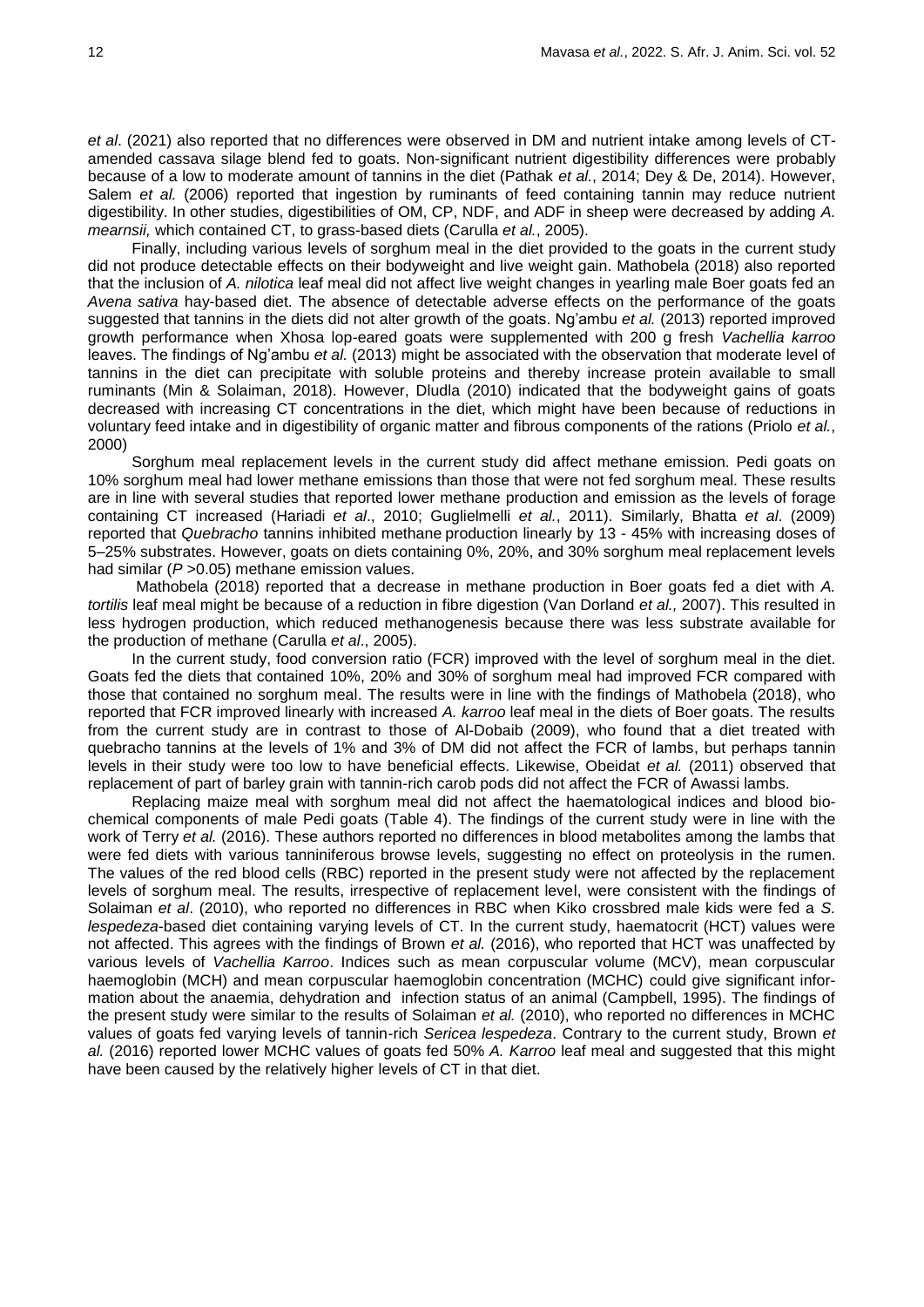*et al*. (2021) also reported that no differences were observed in DM and nutrient intake among levels of CT-amended cassava silage blend fed to goats. Non-significant nutrient digestibility differences were probably because of a low to moderate amount of tannins in the diet (Pathak *et al.*, 2014; Dey & De, 2014). However, Salem *et al.* (2006) reported that ingestion by ruminants of feed containing tannin may reduce nutrient digestibility. In other studies, digestibilities of OM, CP, NDF, and ADF in sheep were decreased by adding *A. mearnsii,* which contained CT, to grass-based diets (Carulla *et al.*, 2005).

Finally, including various levels of sorghum meal in the diet provided to the goats in the current study did not produce detectable effects on their bodyweight and live weight gain. Mathobela (2018) also reported that the inclusion of *A. nilotica* leaf meal did not affect live weight changes in yearling male Boer goats fed an *Avena sativa* hay-based diet. The absence of detectable adverse effects on the performance of the goats suggested that tannins in the diets did not alter growth of the goats. Ng'ambu *et al.* (2013) reported improved growth performance when Xhosa lop-eared goats were supplemented with 200 g fresh *Vachellia karroo* leaves. The findings of Ng'ambu *et al.* (2013) might be associated with the observation that moderate level of tannins in the diet can precipitate with soluble proteins and thereby increase protein available to small ruminants (Min & Solaiman, 2018). However, Dludla (2010) indicated that the bodyweight gains of goats decreased with increasing CT concentrations in the diet, which might have been because of reductions in voluntary feed intake and in digestibility of organic matter and fibrous components of the rations (Priolo *et al.*, 2000)

Sorghum meal replacement levels in the current study did affect methane emission. Pedi goats on 10% sorghum meal had lower methane emissions than those that were not fed sorghum meal. These results are in line with several studies that reported lower methane production and emission as the levels of forage containing CT increased (Hariadi *et al*., 2010; Guglielmelli *et al.*, 2011). Similarly, Bhatta *et al*. (2009) reported that *Quebracho* tannins inhibited methane production linearly by 13 - 45% with increasing doses of 5–25% substrates. However, goats on diets containing 0%, 20%, and 30% sorghum meal replacement levels had similar ($P$ >0.05) methane emission values.

Mathobela (2018) reported that a decrease in methane production in Boer goats fed a diet with *A. tortilis* leaf meal might be because of a reduction in fibre digestion (Van Dorland *et al.,* 2007). This resulted in less hydrogen production, which reduced methanogenesis because there was less substrate available for the production of methane (Carulla *et al*., 2005).

In the current study, food conversion ratio (FCR) improved with the level of sorghum meal in the diet. Goats fed the diets that contained 10%, 20% and 30% of sorghum meal had improved FCR compared with those that contained no sorghum meal. The results were in line with the findings of Mathobela (2018), who reported that FCR improved linearly with increased *A. karroo* leaf meal in the diets of Boer goats. The results from the current study are in contrast to those of Al-Dobaib (2009), who found that a diet treated with quebracho tannins at the levels of 1% and 3% of DM did not affect the FCR of lambs, but perhaps tannin levels in their study were too low to have beneficial effects. Likewise, Obeidat *et al.* (2011) observed that replacement of part of barley grain with tannin-rich carob pods did not affect the FCR of Awassi lambs.

Replacing maize meal with sorghum meal did not affect the haematological indices and blood bio-chemical components of male Pedi goats (Table 4). The findings of the current study were in line with the work of Terry *et al.* (2016). These authors reported no differences in blood metabolites among the lambs that were fed diets with various tanniniferous browse levels, suggesting no effect on proteolysis in the rumen. The values of the red blood cells (RBC) reported in the present study were not affected by the replacement levels of sorghum meal. The results, irrespective of replacement level, were consistent with the findings of Solaiman *et al*. (2010), who reported no differences in RBC when Kiko crossbred male kids were fed a *S. lespedeza*-based diet containing varying levels of CT. In the current study, haematocrit (HCT) values were not affected. This agrees with the findings of Brown *et al.* (2016), who reported that HCT was unaffected by various levels of *Vachellia Karroo*. Indices such as mean corpuscular volume (MCV), mean corpuscular haemoglobin (MCH) and mean corpuscular haemoglobin concentration (MCHC) could give significant information about the anaemia, dehydration and infection status of an animal (Campbell, 1995). The findings of the present study were similar to the results of Solaiman *et al.* (2010), who reported no differences in MCHC values of goats fed varying levels of tannin-rich *Sericea lespedeza*. Contrary to the current study, Brown *et al.* (2016) reported lower MCHC values of goats fed 50% *A. Karroo* leaf meal and suggested that this might have been caused by the relatively higher levels of CT in that diet.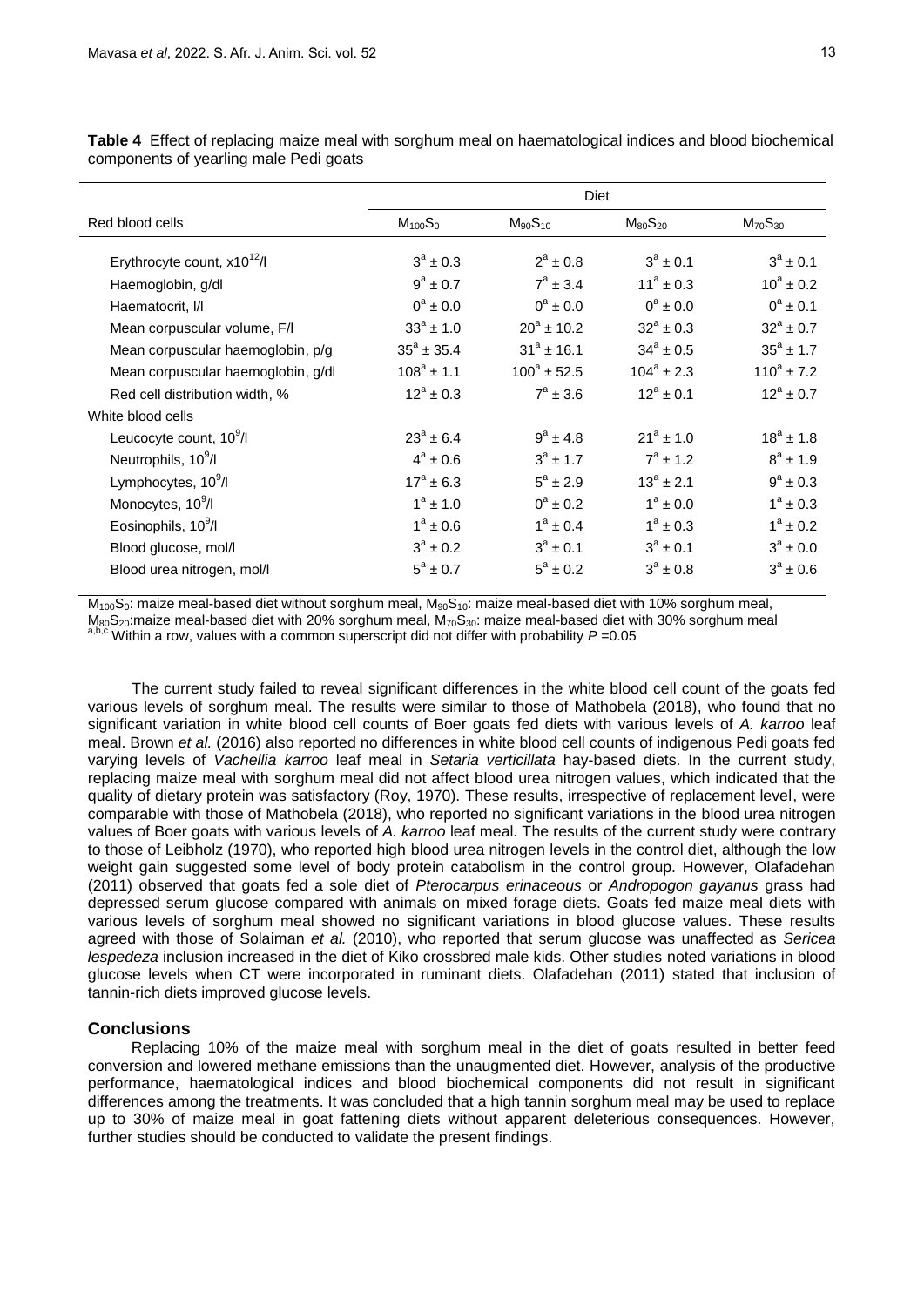**Table 4** Effect of replacing maize meal with sorghum meal on haematological indices and blood biochemical components of yearling male Pedi goats

| | Diet | | | |
|---|---|---|---|---|
| Red blood cells | $M_{100}S_0$ | $M_{90}S_{10}$ | $M_{80}S_{20}$ | $M_{70}S_{30}$ |
| Erythrocyte count, $x10^{12}$/l | $3^a \pm 0.3$ | $2^a \pm 0.8$ | $3^a \pm 0.1$ | $3^a \pm 0.1$ |
| Haemoglobin, g/dl | $9^a \pm 0.7$ | $7^a \pm 3.4$ | $11^a \pm 0.3$ | $10^a \pm 0.2$ |
| Haematocrit, l/l | $0^a \pm 0.0$ | $0^a \pm 0.0$ | $0^a \pm 0.0$ | $0^a \pm 0.1$ |
| Mean corpuscular volume, F/l | $33^a \pm 1.0$ | $20^a \pm 10.2$ | $32^a \pm 0.3$ | $32^a \pm 0.7$ |
| Mean corpuscular haemoglobin, p/g | $35^a \pm 35.4$ | $31^a \pm 16.1$ | $34^a \pm 0.5$ | $35^a \pm 1.7$ |
| Mean corpuscular haemoglobin, g/dl | $108^a \pm 1.1$ | $100^a \pm 52.5$ | $104^a \pm 2.3$ | $110^a \pm 7.2$ |
| Red cell distribution width, % | $12^a \pm 0.3$ | $7^a \pm 3.6$ | $12^a \pm 0.1$ | $12^a \pm 0.7$ |
| White blood cells | | | | |
| Leucocyte count, $10^9$/l | $23^a \pm 6.4$ | $9^a \pm 4.8$ | $21^a \pm 1.0$ | $18^a \pm 1.8$ |
| Neutrophils, $10^9$/l | $4^a \pm 0.6$ | $3^a \pm 1.7$ | $7^a \pm 1.2$ | $8^a \pm 1.9$ |
| Lymphocytes, $10^9$/l | $17^a \pm 6.3$ | $5^a \pm 2.9$ | $13^a \pm 2.1$ | $9^a \pm 0.3$ |
| Monocytes, $10^9$/l | $1^a \pm 1.0$ | $0^a \pm 0.2$ | $1^a \pm 0.0$ | $1^a \pm 0.3$ |
| Eosinophils, $10^9$/l | $1^a \pm 0.6$ | $1^a \pm 0.4$ | $1^a \pm 0.3$ | $1^a \pm 0.2$ |
| Blood glucose, mol/l | $3^a \pm 0.2$ | $3^a \pm 0.1$ | $3^a \pm 0.1$ | $3^a \pm 0.0$ |
| Blood urea nitrogen, mol/l | $5^a \pm 0.7$ | $5^a \pm 0.2$ | $3^a \pm 0.8$ | $3^a \pm 0.6$ |

$M_{100}S_0$: maize meal-based diet without sorghum meal, $M_{90}S_{10}$: maize meal-based diet with 10% sorghum meal, $M_{80}S_{20}$:maize meal-based diet with 20% sorghum meal, $M_{70}S_{30}$: maize meal-based diet with 30% sorghum meal
[a,b,c] Within a row, values with a common superscript did not differ with probability $P$ =0.05

The current study failed to reveal significant differences in the white blood cell count of the goats fed various levels of sorghum meal. The results were similar to those of Mathobela (2018), who found that no significant variation in white blood cell counts of Boer goats fed diets with various levels of *A. karroo* leaf meal. Brown *et al.* (2016) also reported no differences in white blood cell counts of indigenous Pedi goats fed varying levels of *Vachellia karroo* leaf meal in *Setaria verticillata* hay-based diets. In the current study, replacing maize meal with sorghum meal did not affect blood urea nitrogen values, which indicated that the quality of dietary protein was satisfactory (Roy, 1970). These results, irrespective of replacement level, were comparable with those of Mathobela (2018), who reported no significant variations in the blood urea nitrogen values of Boer goats with various levels of *A. karroo* leaf meal. The results of the current study were contrary to those of Leibholz (1970), who reported high blood urea nitrogen levels in the control diet, although the low weight gain suggested some level of body protein catabolism in the control group. However, Olafadehan (2011) observed that goats fed a sole diet of *Pterocarpus erinaceous* or *Andropogon gayanus* grass had depressed serum glucose compared with animals on mixed forage diets. Goats fed maize meal diets with various levels of sorghum meal showed no significant variations in blood glucose values. These results agreed with those of Solaiman *et al.* (2010), who reported that serum glucose was unaffected as *Sericea lespedeza* inclusion increased in the diet of Kiko crossbred male kids. Other studies noted variations in blood glucose levels when CT were incorporated in ruminant diets. Olafadehan (2011) stated that inclusion of tannin-rich diets improved glucose levels.

## Conclusions

Replacing 10% of the maize meal with sorghum meal in the diet of goats resulted in better feed conversion and lowered methane emissions than the unaugmented diet. However, analysis of the productive performance, haematological indices and blood biochemical components did not result in significant differences among the treatments. It was concluded that a high tannin sorghum meal may be used to replace up to 30% of maize meal in goat fattening diets without apparent deleterious consequences. However, further studies should be conducted to validate the present findings.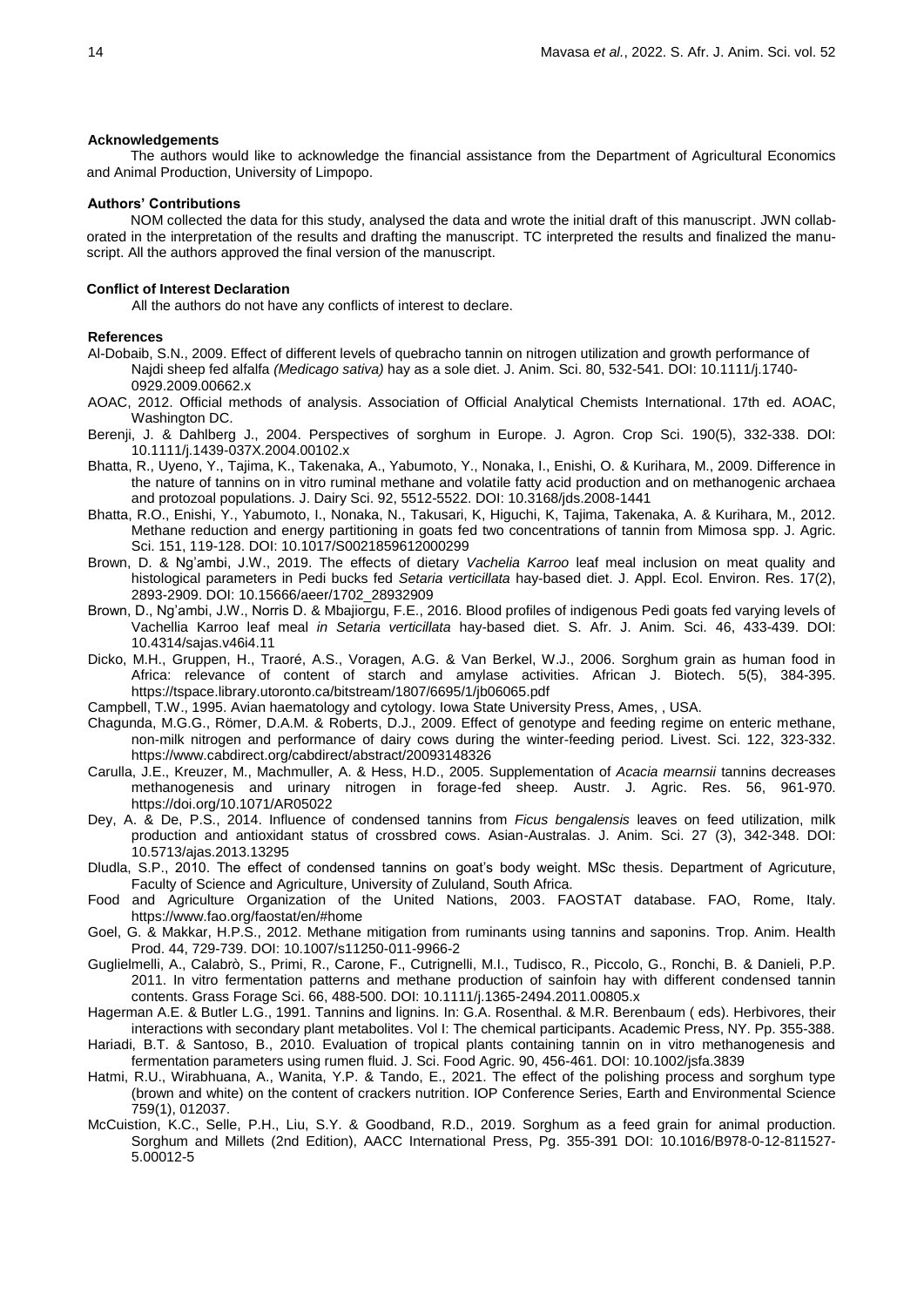## Acknowledgements

The authors would like to acknowledge the financial assistance from the Department of Agricultural Economics and Animal Production, University of Limpopo.

## Authors' Contributions

NOM collected the data for this study, analysed the data and wrote the initial draft of this manuscript. JWN collaborated in the interpretation of the results and drafting the manuscript. TC interpreted the results and finalized the manuscript. All the authors approved the final version of the manuscript.

## Conflict of Interest Declaration

All the authors do not have any conflicts of interest to declare.

## References

Al-Dobaib, S.N., 2009. Effect of different levels of quebracho tannin on nitrogen utilization and growth performance of Najdi sheep fed alfalfa *(Medicago sativa)* hay as a sole diet. J. Anim. Sci. 80, 532-541. DOI: 10.1111/j.1740-0929.2009.00662.x

AOAC, 2012. Official methods of analysis. Association of Official Analytical Chemists International. 17th ed. AOAC, Washington DC.

Berenji, J. & Dahlberg J., 2004. Perspectives of sorghum in Europe. J. Agron. Crop Sci. 190(5), 332-338. DOI: 10.1111/j.1439-037X.2004.00102.x

Bhatta, R., Uyeno, Y., Tajima, K., Takenaka, A., Yabumoto, Y., Nonaka, I., Enishi, O. & Kurihara, M., 2009. Difference in the nature of tannins on in vitro ruminal methane and volatile fatty acid production and on methanogenic archaea and protozoal populations. J. Dairy Sci. 92, 5512-5522. DOI: 10.3168/jds.2008-1441

Bhatta, R.O., Enishi, Y., Yabumoto, I., Nonaka, N., Takusari, K, Higuchi, K, Tajima, Takenaka, A. & Kurihara, M., 2012. Methane reduction and energy partitioning in goats fed two concentrations of tannin from Mimosa spp. J. Agric. Sci. 151, 119-128. DOI: 10.1017/S0021859612000299

Brown, D. & Ng'ambi, J.W., 2019. The effects of dietary *Vachelia Karroo* leaf meal inclusion on meat quality and histological parameters in Pedi bucks fed *Setaria verticillata* hay-based diet. J. Appl. Ecol. Environ. Res. 17(2), 2893-2909. DOI: 10.15666/aeer/1702_28932909

Brown, D., Ng'ambi, J.W., Norris D. & Mbajiorgu, F.E., 2016. Blood profiles of indigenous Pedi goats fed varying levels of Vachellia Karroo leaf meal *in Setaria verticillata* hay-based diet. S. Afr. J. Anim. Sci. 46, 433-439. DOI: 10.4314/sajas.v46i4.11

Dicko, M.H., Gruppen, H., Traoré, A.S., Voragen, A.G. & Van Berkel, W.J., 2006. Sorghum grain as human food in Africa: relevance of content of starch and amylase activities. African J. Biotech. 5(5), 384-395. https://tspace.library.utoronto.ca/bitstream/1807/6695/1/jb06065.pdf

Campbell, T.W., 1995. Avian haematology and cytology. Iowa State University Press, Ames, , USA.

Chagunda, M.G.G., Römer, D.A.M. & Roberts, D.J., 2009. Effect of genotype and feeding regime on enteric methane, non-milk nitrogen and performance of dairy cows during the winter-feeding period. Livest. Sci. 122, 323-332. https://www.cabdirect.org/cabdirect/abstract/20093148326

Carulla, J.E., Kreuzer, M., Machmuller, A. & Hess, H.D., 2005. Supplementation of *Acacia mearnsii* tannins decreases methanogenesis and urinary nitrogen in forage-fed sheep. Austr. J. Agric. Res. 56, 961-970. https://doi.org/10.1071/AR05022

Dey, A. & De, P.S., 2014. Influence of condensed tannins from *Ficus bengalensis* leaves on feed utilization, milk production and antioxidant status of crossbred cows. Asian-Australas. J. Anim. Sci. 27 (3), 342-348. DOI: 10.5713/ajas.2013.13295

Dludla, S.P., 2010. The effect of condensed tannins on goat's body weight. MSc thesis. Department of Agricuture, Faculty of Science and Agriculture, University of Zululand, South Africa.

Food and Agriculture Organization of the United Nations, 2003. FAOSTAT database. FAO, Rome, Italy. https://www.fao.org/faostat/en/#home

Goel, G. & Makkar, H.P.S., 2012. Methane mitigation from ruminants using tannins and saponins. Trop. Anim. Health Prod. 44, 729-739. DOI: 10.1007/s11250-011-9966-2

Guglielmelli, A., Calabrò, S., Primi, R., Carone, F., Cutrignelli, M.I., Tudisco, R., Piccolo, G., Ronchi, B. & Danieli, P.P. 2011. In vitro fermentation patterns and methane production of sainfoin hay with different condensed tannin contents. Grass Forage Sci. 66, 488-500. DOI: 10.1111/j.1365-2494.2011.00805.x

Hagerman A.E. & Butler L.G., 1991. Tannins and lignins. In: G.A. Rosenthal. & M.R. Berenbaum ( eds). Herbivores, their interactions with secondary plant metabolites. Vol I: The chemical participants. Academic Press, NY. Pp. 355-388.

Hariadi, B.T. & Santoso, B., 2010. Evaluation of tropical plants containing tannin on in vitro methanogenesis and fermentation parameters using rumen fluid. J. Sci. Food Agric. 90, 456-461. DOI: 10.1002/jsfa.3839

Hatmi, R.U., Wirabhuana, A., Wanita, Y.P. & Tando, E., 2021. The effect of the polishing process and sorghum type (brown and white) on the content of crackers nutrition. IOP Conference Series, Earth and Environmental Science 759(1), 012037.

McCuistion, K.C., Selle, P.H., Liu, S.Y. & Goodband, R.D., 2019. Sorghum as a feed grain for animal production. Sorghum and Millets (2nd Edition), AACC International Press, Pg. 355-391 DOI: 10.1016/B978-0-12-811527-5.00012-5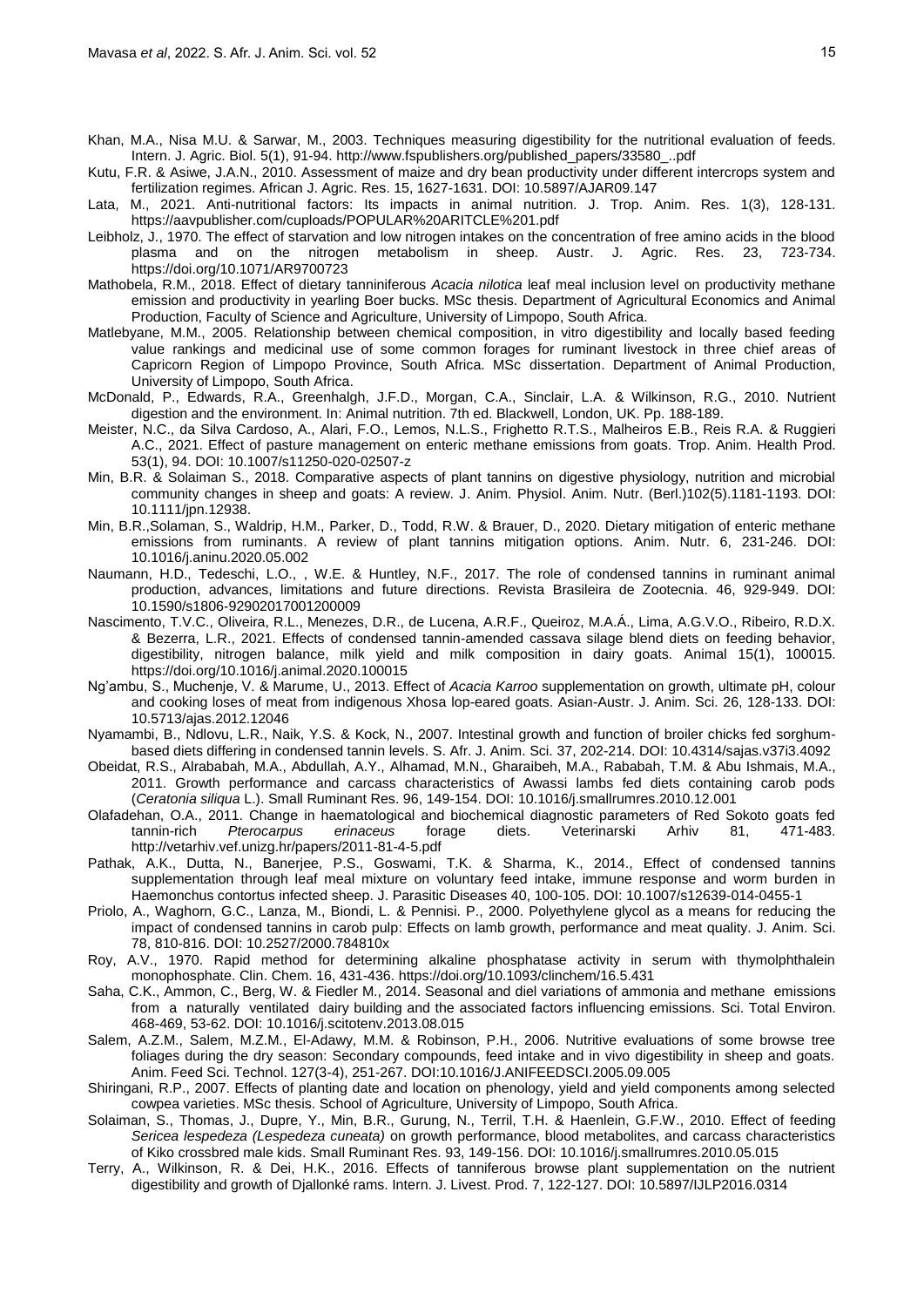Khan, M.A., Nisa M.U. & Sarwar, M., 2003. Techniques measuring digestibility for the nutritional evaluation of feeds. Intern. J. Agric. Biol. 5(1), 91-94. http://www.fspublishers.org/published_papers/33580_..pdf

Kutu, F.R. & Asiwe, J.A.N., 2010. Assessment of maize and dry bean productivity under different intercrops system and fertilization regimes. African J. Agric. Res. 15, 1627-1631. DOI: 10.5897/AJAR09.147

Lata, M., 2021. Anti-nutritional factors: Its impacts in animal nutrition. J. Trop. Anim. Res. 1(3), 128-131. https://aavpublisher.com/cuploads/POPULAR%20ARITCLE%201.pdf

Leibholz, J., 1970. The effect of starvation and low nitrogen intakes on the concentration of free amino acids in the blood plasma and on the nitrogen metabolism in sheep. Austr. J. Agric. Res. 23, 723-734. https://doi.org/10.1071/AR9700723

Mathobela, R.M., 2018. Effect of dietary tanniniferous *Acacia nilotica* leaf meal inclusion level on productivity methane emission and productivity in yearling Boer bucks. MSc thesis. Department of Agricultural Economics and Animal Production, Faculty of Science and Agriculture, University of Limpopo, South Africa.

Matlebyane, M.M., 2005. Relationship between chemical composition, in vitro digestibility and locally based feeding value rankings and medicinal use of some common forages for ruminant livestock in three chief areas of Capricorn Region of Limpopo Province, South Africa. MSc dissertation. Department of Animal Production, University of Limpopo, South Africa.

McDonald, P., Edwards, R.A., Greenhalgh, J.F.D., Morgan, C.A., Sinclair, L.A. & Wilkinson, R.G., 2010. Nutrient digestion and the environment. In: Animal nutrition. 7th ed. Blackwell, London, UK. Pp. 188-189.

Meister, N.C., da Silva Cardoso, A., Alari, F.O., Lemos, N.L.S., Frighetto R.T.S., Malheiros E.B., Reis R.A. & Ruggieri A.C., 2021. Effect of pasture management on enteric methane emissions from goats. Trop. Anim. Health Prod. 53(1), 94. DOI: 10.1007/s11250-020-02507-z

Min, B.R. & Solaiman S., 2018. Comparative aspects of plant tannins on digestive physiology, nutrition and microbial community changes in sheep and goats: A review. J. Anim. Physiol. Anim. Nutr. (Berl.)102(5).1181-1193. DOI: 10.1111/jpn.12938.

Min, B.R.,Solaman, S., Waldrip, H.M., Parker, D., Todd, R.W. & Brauer, D., 2020. Dietary mitigation of enteric methane emissions from ruminants. A review of plant tannins mitigation options. Anim. Nutr. 6, 231-246. DOI: 10.1016/j.aninu.2020.05.002

Naumann, H.D., Tedeschi, L.O., , W.E. & Huntley, N.F., 2017. The role of condensed tannins in ruminant animal production, advances, limitations and future directions. Revista Brasileira de Zootecnia. 46, 929-949. DOI: 10.1590/s1806-92902017001200009

Nascimento, T.V.C., Oliveira, R.L., Menezes, D.R., de Lucena, A.R.F., Queiroz, M.A.Á., Lima, A.G.V.O., Ribeiro, R.D.X. & Bezerra, L.R., 2021. Effects of condensed tannin-amended cassava silage blend diets on feeding behavior, digestibility, nitrogen balance, milk yield and milk composition in dairy goats. Animal 15(1), 100015. https://doi.org/10.1016/j.animal.2020.100015

Ng'ambu, S., Muchenje, V. & Marume, U., 2013. Effect of *Acacia Karroo* supplementation on growth, ultimate pH, colour and cooking loses of meat from indigenous Xhosa lop-eared goats. Asian-Austr. J. Anim. Sci. 26, 128-133. DOI: 10.5713/ajas.2012.12046

Nyamambi, B., Ndlovu, L.R., Naik, Y.S. & Kock, N., 2007. Intestinal growth and function of broiler chicks fed sorghum-based diets differing in condensed tannin levels. S. Afr. J. Anim. Sci. 37, 202-214. DOI: 10.4314/sajas.v37i3.4092

Obeidat, R.S., Alrababah, M.A., Abdullah, A.Y., Alhamad, M.N., Gharaibeh, M.A., Rababah, T.M. & Abu Ishmais, M.A., 2011. Growth performance and carcass characteristics of Awassi lambs fed diets containing carob pods (*Ceratonia siliqua* L.). Small Ruminant Res. 96, 149-154. DOI: 10.1016/j.smallrumres.2010.12.001

Olafadehan, O.A., 2011. Change in haematological and biochemical diagnostic parameters of Red Sokoto goats fed tannin-rich *Pterocarpus erinaceus* forage diets. Veterinarski Arhiv 81, 471-483. http://vetarhiv.vef.unizg.hr/papers/2011-81-4-5.pdf

Pathak, A.K., Dutta, N., Banerjee, P.S., Goswami, T.K. & Sharma, K., 2014., Effect of condensed tannins supplementation through leaf meal mixture on voluntary feed intake, immune response and worm burden in Haemonchus contortus infected sheep. J. Parasitic Diseases 40, 100-105. DOI: 10.1007/s12639-014-0455-1

Priolo, A., Waghorn, G.C., Lanza, M., Biondi, L. & Pennisi. P., 2000. Polyethylene glycol as a means for reducing the impact of condensed tannins in carob pulp: Effects on lamb growth, performance and meat quality. J. Anim. Sci. 78, 810-816. DOI: 10.2527/2000.784810x

Roy, A.V., 1970. Rapid method for determining alkaline phosphatase activity in serum with thymolphthalein monophosphate. Clin. Chem. 16, 431-436. https://doi.org/10.1093/clinchem/16.5.431

Saha, C.K., Ammon, C., Berg, W. & Fiedler M., 2014. Seasonal and diel variations of ammonia and methane emissions from a naturally ventilated dairy building and the associated factors influencing emissions. Sci. Total Environ. 468-469, 53-62. DOI: 10.1016/j.scitotenv.2013.08.015

Salem, A.Z.M., Salem, M.Z.M., El-Adawy, M.M. & Robinson, P.H., 2006. Nutritive evaluations of some browse tree foliages during the dry season: Secondary compounds, feed intake and in vivo digestibility in sheep and goats. Anim. Feed Sci. Technol. 127(3-4), 251-267. DOI:10.1016/J.ANIFEEDSCI.2005.09.005

Shiringani, R.P., 2007. Effects of planting date and location on phenology, yield and yield components among selected cowpea varieties. MSc thesis. School of Agriculture, University of Limpopo, South Africa.

Solaiman, S., Thomas, J., Dupre, Y., Min, B.R., Gurung, N., Terril, T.H. & Haenlein, G.F.W., 2010. Effect of feeding *Sericea lespedeza (Lespedeza cuneata)* on growth performance, blood metabolites, and carcass characteristics of Kiko crossbred male kids. Small Ruminant Res. 93, 149-156. DOI: 10.1016/j.smallrumres.2010.05.015

Terry, A., Wilkinson, R. & Dei, H.K., 2016. Effects of tanniferous browse plant supplementation on the nutrient digestibility and growth of Djallonké rams. Intern. J. Livest. Prod. 7, 122-127. DOI: 10.5897/IJLP2016.0314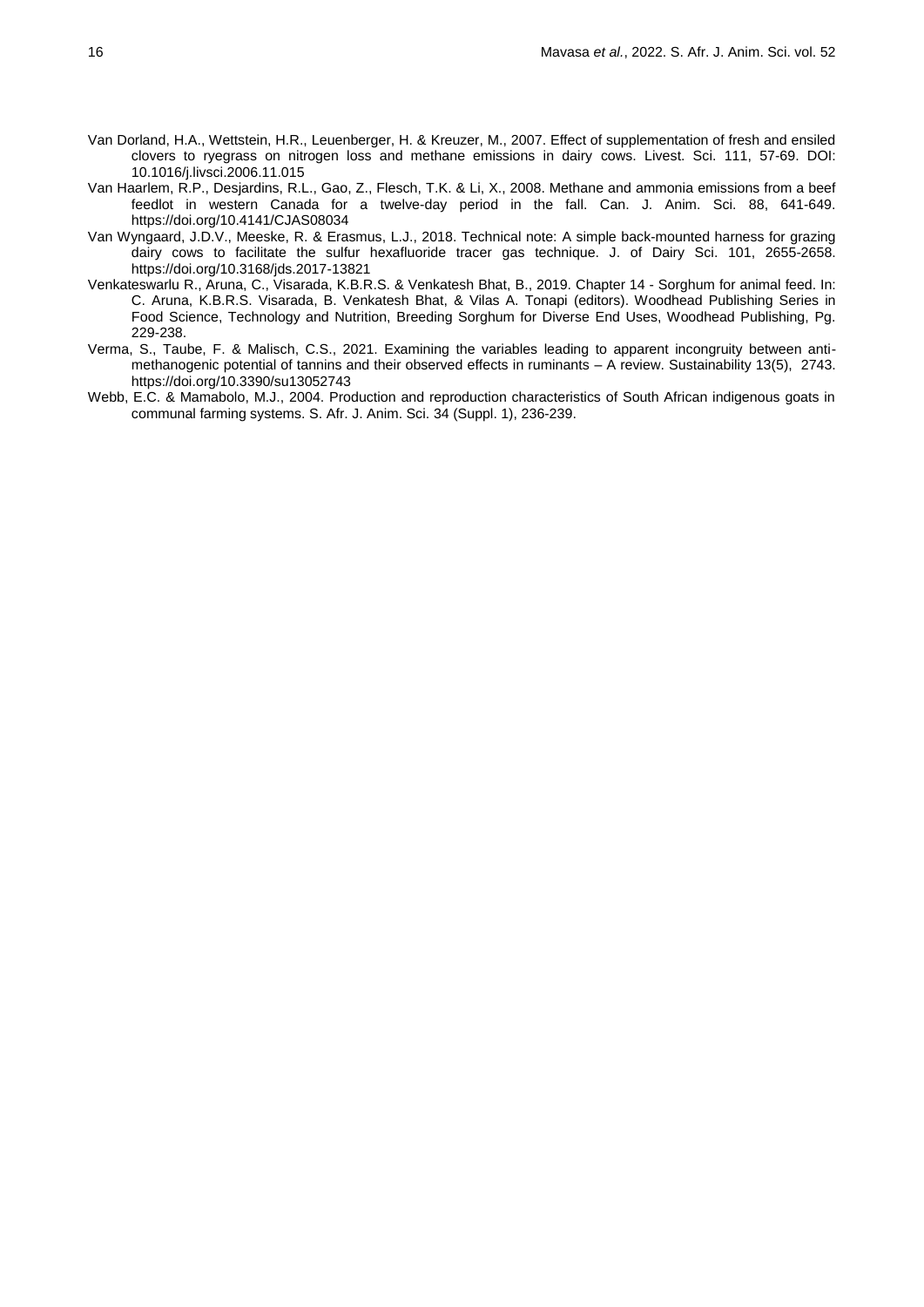Van Dorland, H.A., Wettstein, H.R., Leuenberger, H. & Kreuzer, M., 2007. Effect of supplementation of fresh and ensiled clovers to ryegrass on nitrogen loss and methane emissions in dairy cows. Livest. Sci. 111, 57-69. DOI: 10.1016/j.livsci.2006.11.015

Van Haarlem, R.P., Desjardins, R.L., Gao, Z., Flesch, T.K. & Li, X., 2008. Methane and ammonia emissions from a beef feedlot in western Canada for a twelve-day period in the fall. Can. J. Anim. Sci. 88, 641-649. https://doi.org/10.4141/CJAS08034

Van Wyngaard, J.D.V., Meeske, R. & Erasmus, L.J., 2018. Technical note: A simple back-mounted harness for grazing dairy cows to facilitate the sulfur hexafluoride tracer gas technique. J. of Dairy Sci. 101, 2655-2658. https://doi.org/10.3168/jds.2017-13821

Venkateswarlu R., Aruna, C., Visarada, K.B.R.S. & Venkatesh Bhat, B., 2019. Chapter 14 - Sorghum for animal feed. In: C. Aruna, K.B.R.S. Visarada, B. Venkatesh Bhat, & Vilas A. Tonapi (editors). Woodhead Publishing Series in Food Science, Technology and Nutrition, Breeding Sorghum for Diverse End Uses, Woodhead Publishing, Pg. 229-238.

Verma, S., Taube, F. & Malisch, C.S., 2021. Examining the variables leading to apparent incongruity between anti-methanogenic potential of tannins and their observed effects in ruminants – A review. Sustainability 13(5), 2743. https://doi.org/10.3390/su13052743

Webb, E.C. & Mamabolo, M.J., 2004. Production and reproduction characteristics of South African indigenous goats in communal farming systems. S. Afr. J. Anim. Sci. 34 (Suppl. 1), 236-239.